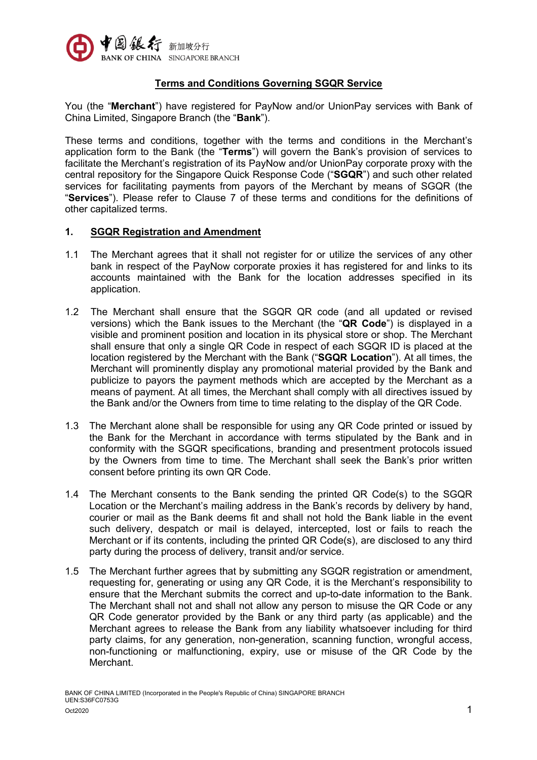## Terms and Conditions Governing SGQR Service

You (the "**Merchant**") have registered for PayNow and/or UnionPay services with Bank of China Limited, Singapore Branch (the "**Bank**").

These terms and conditions, together with the terms and conditions in the Merchant's application form to the Bank (the "**Terms**") will govern the Bank's provision of services to facilitate the Merchant's registration of its PayNow and/or UnionPay corporate proxy with the central repository for the Singapore Quick Response Code ("**SGQR**") and such other related services for facilitating payments from payors of the Merchant by means of SGQR (the "**Services**"). Please refer to Clause 7 of these terms and conditions for the definitions of other capitalized terms.

### 1. SGQR Registration and Amendment

1.1 The Merchant agrees that it shall not register for or utilize the services of any other bank in respect of the PayNow corporate proxies it has registered for and links to its accounts maintained with the Bank for the location addresses specified in its application.

1.2 The Merchant shall ensure that the SGQR QR code (and all updated or revised versions) which the Bank issues to the Merchant (the "**QR Code**") is displayed in a visible and prominent position and location in its physical store or shop. The Merchant shall ensure that only a single QR Code in respect of each SGQR ID is placed at the location registered by the Merchant with the Bank ("**SGQR Location**"). At all times, the Merchant will prominently display any promotional material provided by the Bank and publicize to payors the payment methods which are accepted by the Merchant as a means of payment. At all times, the Merchant shall comply with all directives issued by the Bank and/or the Owners from time to time relating to the display of the QR Code.

1.3 The Merchant alone shall be responsible for using any QR Code printed or issued by the Bank for the Merchant in accordance with terms stipulated by the Bank and in conformity with the SGQR specifications, branding and presentment protocols issued by the Owners from time to time. The Merchant shall seek the Bank's prior written consent before printing its own QR Code.

1.4 The Merchant consents to the Bank sending the printed QR Code(s) to the SGQR Location or the Merchant's mailing address in the Bank's records by delivery by hand, courier or mail as the Bank deems fit and shall not hold the Bank liable in the event such delivery, despatch or mail is delayed, intercepted, lost or fails to reach the Merchant or if its contents, including the printed QR Code(s), are disclosed to any third party during the process of delivery, transit and/or service.

1.5 The Merchant further agrees that by submitting any SGQR registration or amendment, requesting for, generating or using any QR Code, it is the Merchant's responsibility to ensure that the Merchant submits the correct and up-to-date information to the Bank. The Merchant shall not and shall not allow any person to misuse the QR Code or any QR Code generator provided by the Bank or any third party (as applicable) and the Merchant agrees to release the Bank from any liability whatsoever including for third party claims, for any generation, non-generation, scanning function, wrongful access, non-functioning or malfunctioning, expiry, use or misuse of the QR Code by the Merchant.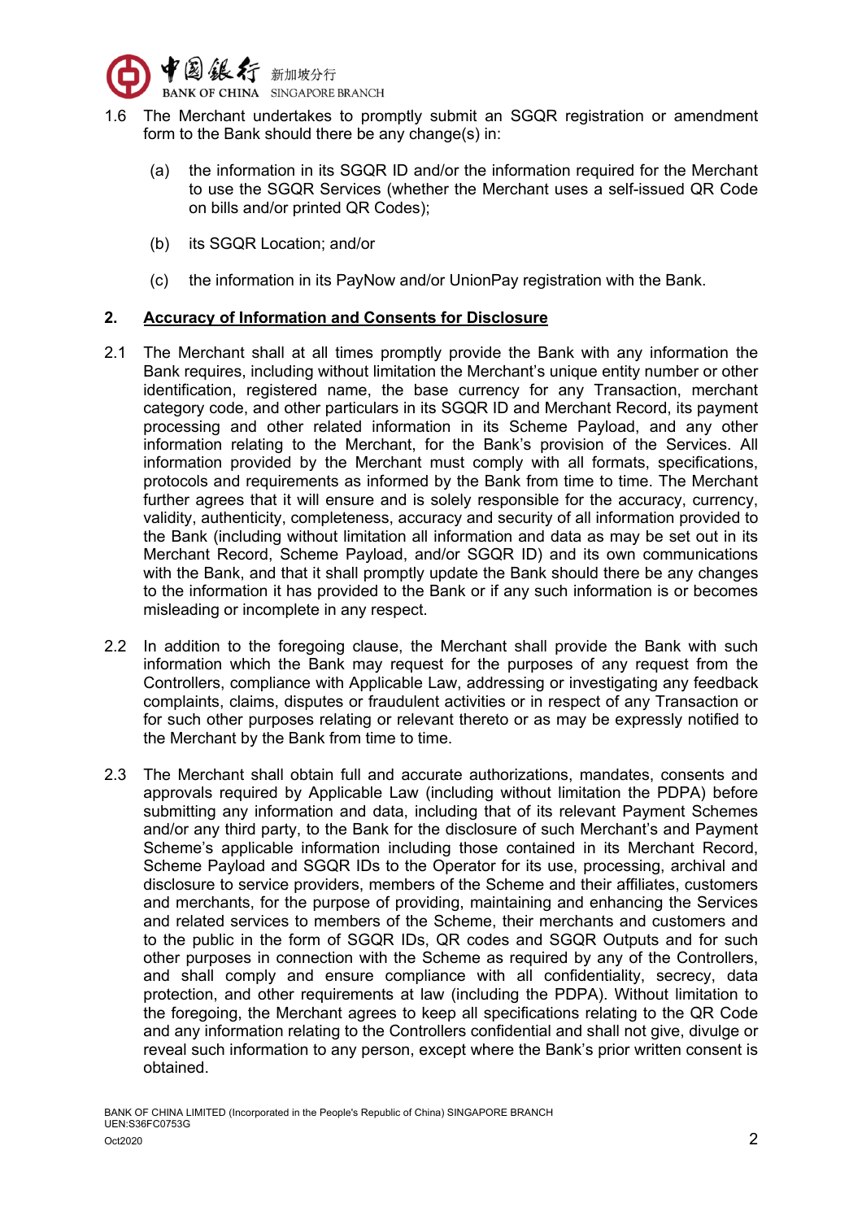1.6 The Merchant undertakes to promptly submit an SGQR registration or amendment form to the Bank should there be any change(s) in:

(a) the information in its SGQR ID and/or the information required for the Merchant to use the SGQR Services (whether the Merchant uses a self-issued QR Code on bills and/or printed QR Codes);

(b) its SGQR Location; and/or

(c) the information in its PayNow and/or UnionPay registration with the Bank.

## 2. <u>Accuracy of Information and Consents for Disclosure</u>

2.1 The Merchant shall at all times promptly provide the Bank with any information the Bank requires, including without limitation the Merchant's unique entity number or other identification, registered name, the base currency for any Transaction, merchant category code, and other particulars in its SGQR ID and Merchant Record, its payment processing and other related information in its Scheme Payload, and any other information relating to the Merchant, for the Bank's provision of the Services. All information provided by the Merchant must comply with all formats, specifications, protocols and requirements as informed by the Bank from time to time. The Merchant further agrees that it will ensure and is solely responsible for the accuracy, currency, validity, authenticity, completeness, accuracy and security of all information provided to the Bank (including without limitation all information and data as may be set out in its Merchant Record, Scheme Payload, and/or SGQR ID) and its own communications with the Bank, and that it shall promptly update the Bank should there be any changes to the information it has provided to the Bank or if any such information is or becomes misleading or incomplete in any respect.

2.2 In addition to the foregoing clause, the Merchant shall provide the Bank with such information which the Bank may request for the purposes of any request from the Controllers, compliance with Applicable Law, addressing or investigating any feedback complaints, claims, disputes or fraudulent activities or in respect of any Transaction or for such other purposes relating or relevant thereto or as may be expressly notified to the Merchant by the Bank from time to time.

2.3 The Merchant shall obtain full and accurate authorizations, mandates, consents and approvals required by Applicable Law (including without limitation the PDPA) before submitting any information and data, including that of its relevant Payment Schemes and/or any third party, to the Bank for the disclosure of such Merchant's and Payment Scheme's applicable information including those contained in its Merchant Record, Scheme Payload and SGQR IDs to the Operator for its use, processing, archival and disclosure to service providers, members of the Scheme and their affiliates, customers and merchants, for the purpose of providing, maintaining and enhancing the Services and related services to members of the Scheme, their merchants and customers and to the public in the form of SGQR IDs, QR codes and SGQR Outputs and for such other purposes in connection with the Scheme as required by any of the Controllers, and shall comply and ensure compliance with all confidentiality, secrecy, data protection, and other requirements at law (including the PDPA). Without limitation to the foregoing, the Merchant agrees to keep all specifications relating to the QR Code and any information relating to the Controllers confidential and shall not give, divulge or reveal such information to any person, except where the Bank's prior written consent is obtained.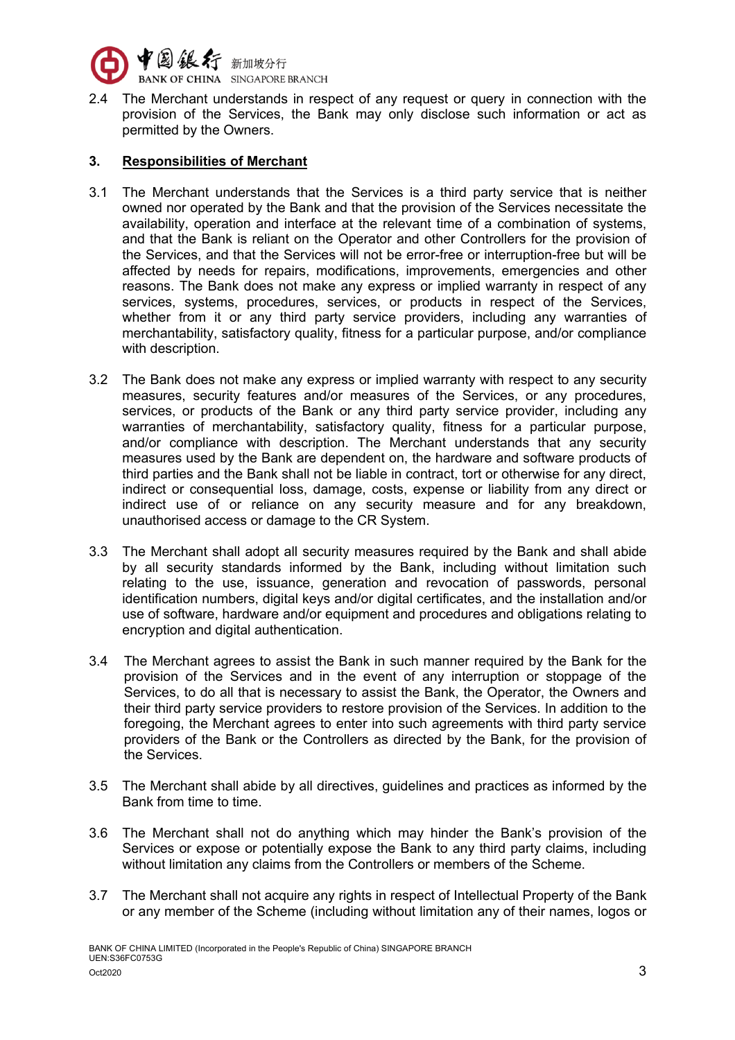2.4 The Merchant understands in respect of any request or query in connection with the provision of the Services, the Bank may only disclose such information or act as permitted by the Owners.

## 3. Responsibilities of Merchant

3.1 The Merchant understands that the Services is a third party service that is neither owned nor operated by the Bank and that the provision of the Services necessitate the availability, operation and interface at the relevant time of a combination of systems, and that the Bank is reliant on the Operator and other Controllers for the provision of the Services, and that the Services will not be error-free or interruption-free but will be affected by needs for repairs, modifications, improvements, emergencies and other reasons. The Bank does not make any express or implied warranty in respect of any services, systems, procedures, services, or products in respect of the Services, whether from it or any third party service providers, including any warranties of merchantability, satisfactory quality, fitness for a particular purpose, and/or compliance with description.

3.2 The Bank does not make any express or implied warranty with respect to any security measures, security features and/or measures of the Services, or any procedures, services, or products of the Bank or any third party service provider, including any warranties of merchantability, satisfactory quality, fitness for a particular purpose, and/or compliance with description. The Merchant understands that any security measures used by the Bank are dependent on, the hardware and software products of third parties and the Bank shall not be liable in contract, tort or otherwise for any direct, indirect or consequential loss, damage, costs, expense or liability from any direct or indirect use of or reliance on any security measure and for any breakdown, unauthorised access or damage to the CR System.

3.3 The Merchant shall adopt all security measures required by the Bank and shall abide by all security standards informed by the Bank, including without limitation such relating to the use, issuance, generation and revocation of passwords, personal identification numbers, digital keys and/or digital certificates, and the installation and/or use of software, hardware and/or equipment and procedures and obligations relating to encryption and digital authentication.

3.4 The Merchant agrees to assist the Bank in such manner required by the Bank for the provision of the Services and in the event of any interruption or stoppage of the Services, to do all that is necessary to assist the Bank, the Operator, the Owners and their third party service providers to restore provision of the Services. In addition to the foregoing, the Merchant agrees to enter into such agreements with third party service providers of the Bank or the Controllers as directed by the Bank, for the provision of the Services.

3.5 The Merchant shall abide by all directives, guidelines and practices as informed by the Bank from time to time.

3.6 The Merchant shall not do anything which may hinder the Bank's provision of the Services or expose or potentially expose the Bank to any third party claims, including without limitation any claims from the Controllers or members of the Scheme.

3.7 The Merchant shall not acquire any rights in respect of Intellectual Property of the Bank or any member of the Scheme (including without limitation any of their names, logos or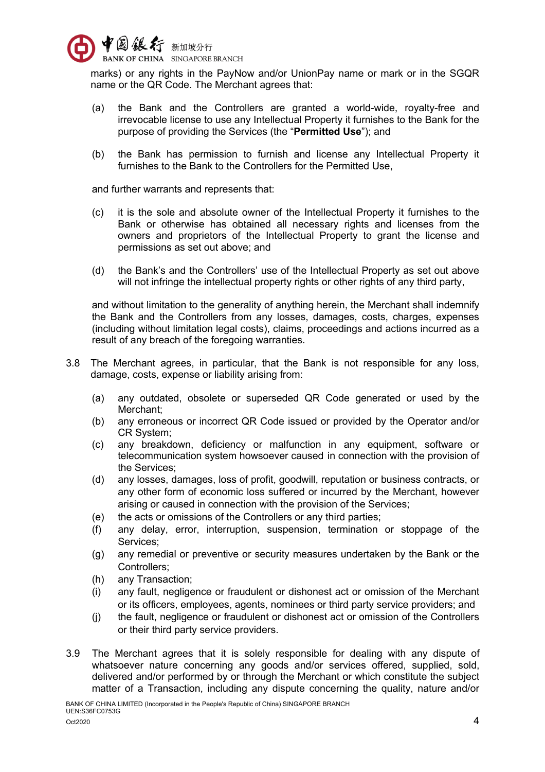marks) or any rights in the PayNow and/or UnionPay name or mark or in the SGQR name or the QR Code. The Merchant agrees that:

(a) the Bank and the Controllers are granted a world-wide, royalty-free and irrevocable license to use any Intellectual Property it furnishes to the Bank for the purpose of providing the Services (the "**Permitted Use**"); and

(b) the Bank has permission to furnish and license any Intellectual Property it furnishes to the Bank to the Controllers for the Permitted Use,

and further warrants and represents that:

(c) it is the sole and absolute owner of the Intellectual Property it furnishes to the Bank or otherwise has obtained all necessary rights and licenses from the owners and proprietors of the Intellectual Property to grant the license and permissions as set out above; and

(d) the Bank's and the Controllers' use of the Intellectual Property as set out above will not infringe the intellectual property rights or other rights of any third party,

and without limitation to the generality of anything herein, the Merchant shall indemnify the Bank and the Controllers from any losses, damages, costs, charges, expenses (including without limitation legal costs), claims, proceedings and actions incurred as a result of any breach of the foregoing warranties.

3.8 The Merchant agrees, in particular, that the Bank is not responsible for any loss, damage, costs, expense or liability arising from:

(a) any outdated, obsolete or superseded QR Code generated or used by the Merchant;
(b) any erroneous or incorrect QR Code issued or provided by the Operator and/or CR System;
(c) any breakdown, deficiency or malfunction in any equipment, software or telecommunication system howsoever caused in connection with the provision of the Services;
(d) any losses, damages, loss of profit, goodwill, reputation or business contracts, or any other form of economic loss suffered or incurred by the Merchant, however arising or caused in connection with the provision of the Services;
(e) the acts or omissions of the Controllers or any third parties;
(f) any delay, error, interruption, suspension, termination or stoppage of the Services;
(g) any remedial or preventive or security measures undertaken by the Bank or the Controllers;
(h) any Transaction;
(i) any fault, negligence or fraudulent or dishonest act or omission of the Merchant or its officers, employees, agents, nominees or third party service providers; and
(j) the fault, negligence or fraudulent or dishonest act or omission of the Controllers or their third party service providers.

3.9 The Merchant agrees that it is solely responsible for dealing with any dispute of whatsoever nature concerning any goods and/or services offered, supplied, sold, delivered and/or performed by or through the Merchant or which constitute the subject matter of a Transaction, including any dispute concerning the quality, nature and/or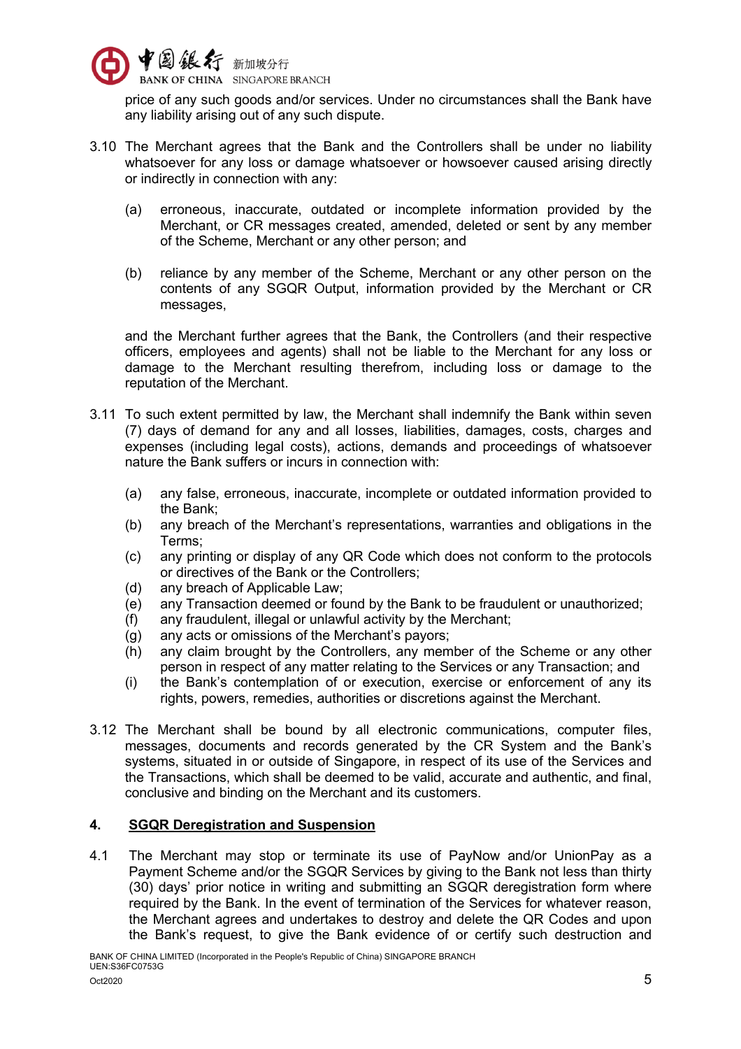price of any such goods and/or services. Under no circumstances shall the Bank have any liability arising out of any such dispute.

3.10 The Merchant agrees that the Bank and the Controllers shall be under no liability whatsoever for any loss or damage whatsoever or howsoever caused arising directly or indirectly in connection with any:

(a) erroneous, inaccurate, outdated or incomplete information provided by the Merchant, or CR messages created, amended, deleted or sent by any member of the Scheme, Merchant or any other person; and

(b) reliance by any member of the Scheme, Merchant or any other person on the contents of any SGQR Output, information provided by the Merchant or CR messages,

and the Merchant further agrees that the Bank, the Controllers (and their respective officers, employees and agents) shall not be liable to the Merchant for any loss or damage to the Merchant resulting therefrom, including loss or damage to the reputation of the Merchant.

3.11 To such extent permitted by law, the Merchant shall indemnify the Bank within seven (7) days of demand for any and all losses, liabilities, damages, costs, charges and expenses (including legal costs), actions, demands and proceedings of whatsoever nature the Bank suffers or incurs in connection with:

(a) any false, erroneous, inaccurate, incomplete or outdated information provided to the Bank;
(b) any breach of the Merchant's representations, warranties and obligations in the Terms;
(c) any printing or display of any QR Code which does not conform to the protocols or directives of the Bank or the Controllers;
(d) any breach of Applicable Law;
(e) any Transaction deemed or found by the Bank to be fraudulent or unauthorized;
(f) any fraudulent, illegal or unlawful activity by the Merchant;
(g) any acts or omissions of the Merchant's payors;
(h) any claim brought by the Controllers, any member of the Scheme or any other person in respect of any matter relating to the Services or any Transaction; and
(i) the Bank's contemplation of or execution, exercise or enforcement of any its rights, powers, remedies, authorities or discretions against the Merchant.

3.12 The Merchant shall be bound by all electronic communications, computer files, messages, documents and records generated by the CR System and the Bank's systems, situated in or outside of Singapore, in respect of its use of the Services and the Transactions, which shall be deemed to be valid, accurate and authentic, and final, conclusive and binding on the Merchant and its customers.

## 4. SGQR Deregistration and Suspension

4.1 The Merchant may stop or terminate its use of PayNow and/or UnionPay as a Payment Scheme and/or the SGQR Services by giving to the Bank not less than thirty (30) days' prior notice in writing and submitting an SGQR deregistration form where required by the Bank. In the event of termination of the Services for whatever reason, the Merchant agrees and undertakes to destroy and delete the QR Codes and upon the Bank's request, to give the Bank evidence of or certify such destruction and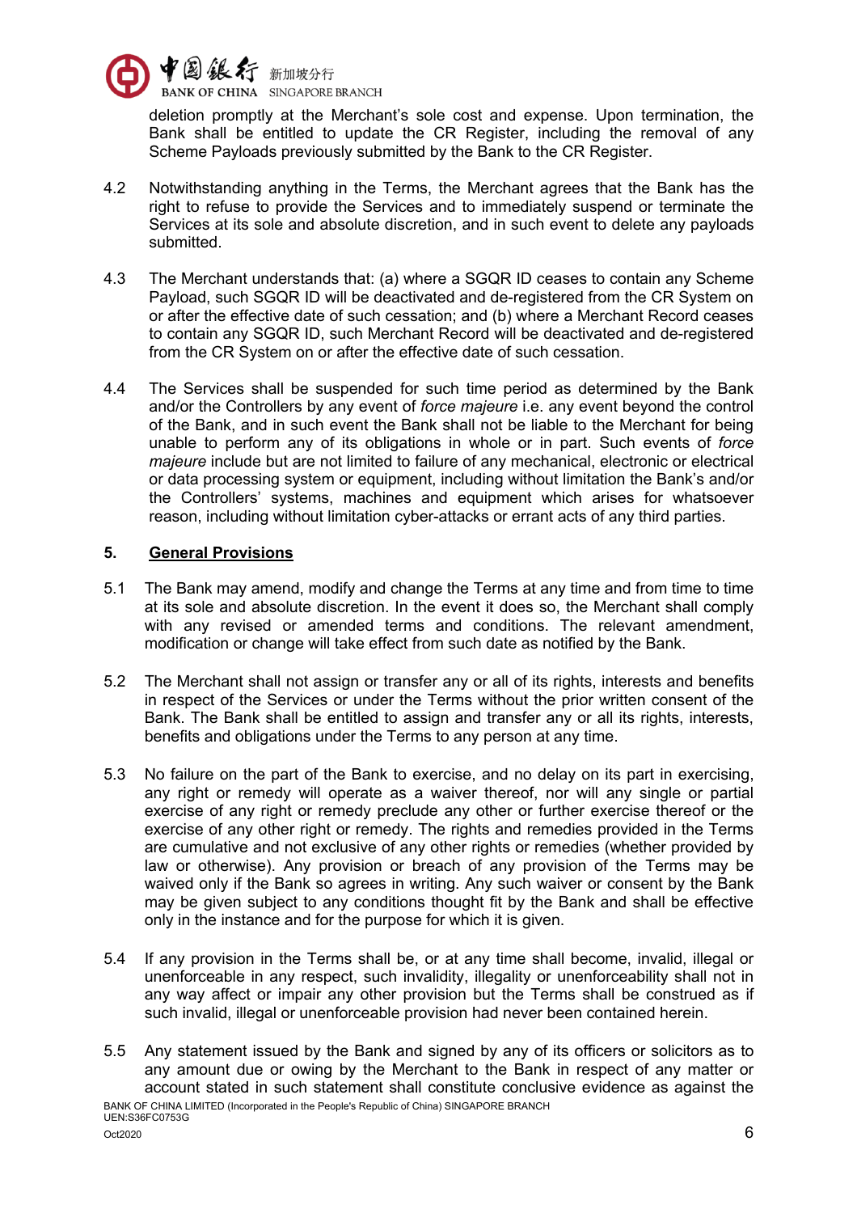deletion promptly at the Merchant's sole cost and expense. Upon termination, the Bank shall be entitled to update the CR Register, including the removal of any Scheme Payloads previously submitted by the Bank to the CR Register.

4.2 Notwithstanding anything in the Terms, the Merchant agrees that the Bank has the right to refuse to provide the Services and to immediately suspend or terminate the Services at its sole and absolute discretion, and in such event to delete any payloads submitted.

4.3 The Merchant understands that: (a) where a SGQR ID ceases to contain any Scheme Payload, such SGQR ID will be deactivated and de-registered from the CR System on or after the effective date of such cessation; and (b) where a Merchant Record ceases to contain any SGQR ID, such Merchant Record will be deactivated and de-registered from the CR System on or after the effective date of such cessation.

4.4 The Services shall be suspended for such time period as determined by the Bank and/or the Controllers by any event of *force majeure* i.e. any event beyond the control of the Bank, and in such event the Bank shall not be liable to the Merchant for being unable to perform any of its obligations in whole or in part. Such events of *force majeure* include but are not limited to failure of any mechanical, electronic or electrical or data processing system or equipment, including without limitation the Bank's and/or the Controllers' systems, machines and equipment which arises for whatsoever reason, including without limitation cyber-attacks or errant acts of any third parties.

## 5. General Provisions

5.1 The Bank may amend, modify and change the Terms at any time and from time to time at its sole and absolute discretion. In the event it does so, the Merchant shall comply with any revised or amended terms and conditions. The relevant amendment, modification or change will take effect from such date as notified by the Bank.

5.2 The Merchant shall not assign or transfer any or all of its rights, interests and benefits in respect of the Services or under the Terms without the prior written consent of the Bank. The Bank shall be entitled to assign and transfer any or all its rights, interests, benefits and obligations under the Terms to any person at any time.

5.3 No failure on the part of the Bank to exercise, and no delay on its part in exercising, any right or remedy will operate as a waiver thereof, nor will any single or partial exercise of any right or remedy preclude any other or further exercise thereof or the exercise of any other right or remedy. The rights and remedies provided in the Terms are cumulative and not exclusive of any other rights or remedies (whether provided by law or otherwise). Any provision or breach of any provision of the Terms may be waived only if the Bank so agrees in writing. Any such waiver or consent by the Bank may be given subject to any conditions thought fit by the Bank and shall be effective only in the instance and for the purpose for which it is given.

5.4 If any provision in the Terms shall be, or at any time shall become, invalid, illegal or unenforceable in any respect, such invalidity, illegality or unenforceability shall not in any way affect or impair any other provision but the Terms shall be construed as if such invalid, illegal or unenforceable provision had never been contained herein.

5.5 Any statement issued by the Bank and signed by any of its officers or solicitors as to any amount due or owing by the Merchant to the Bank in respect of any matter or account stated in such statement shall constitute conclusive evidence as against the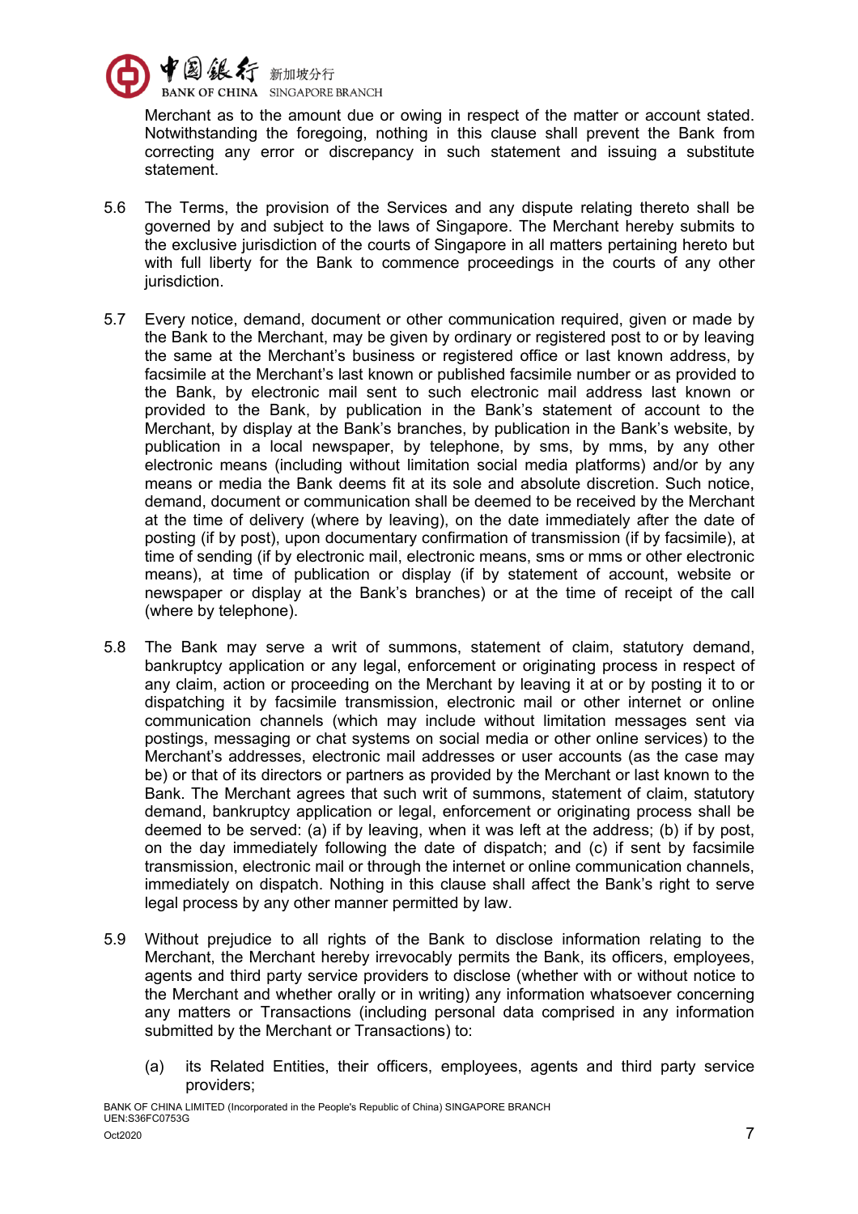Merchant as to the amount due or owing in respect of the matter or account stated. Notwithstanding the foregoing, nothing in this clause shall prevent the Bank from correcting any error or discrepancy in such statement and issuing a substitute statement.

5.6 The Terms, the provision of the Services and any dispute relating thereto shall be governed by and subject to the laws of Singapore. The Merchant hereby submits to the exclusive jurisdiction of the courts of Singapore in all matters pertaining hereto but with full liberty for the Bank to commence proceedings in the courts of any other jurisdiction.

5.7 Every notice, demand, document or other communication required, given or made by the Bank to the Merchant, may be given by ordinary or registered post to or by leaving the same at the Merchant's business or registered office or last known address, by facsimile at the Merchant's last known or published facsimile number or as provided to the Bank, by electronic mail sent to such electronic mail address last known or provided to the Bank, by publication in the Bank's statement of account to the Merchant, by display at the Bank's branches, by publication in the Bank's website, by publication in a local newspaper, by telephone, by sms, by mms, by any other electronic means (including without limitation social media platforms) and/or by any means or media the Bank deems fit at its sole and absolute discretion. Such notice, demand, document or communication shall be deemed to be received by the Merchant at the time of delivery (where by leaving), on the date immediately after the date of posting (if by post), upon documentary confirmation of transmission (if by facsimile), at time of sending (if by electronic mail, electronic means, sms or mms or other electronic means), at time of publication or display (if by statement of account, website or newspaper or display at the Bank's branches) or at the time of receipt of the call (where by telephone).

5.8 The Bank may serve a writ of summons, statement of claim, statutory demand, bankruptcy application or any legal, enforcement or originating process in respect of any claim, action or proceeding on the Merchant by leaving it at or by posting it to or dispatching it by facsimile transmission, electronic mail or other internet or online communication channels (which may include without limitation messages sent via postings, messaging or chat systems on social media or other online services) to the Merchant's addresses, electronic mail addresses or user accounts (as the case may be) or that of its directors or partners as provided by the Merchant or last known to the Bank. The Merchant agrees that such writ of summons, statement of claim, statutory demand, bankruptcy application or legal, enforcement or originating process shall be deemed to be served: (a) if by leaving, when it was left at the address; (b) if by post, on the day immediately following the date of dispatch; and (c) if sent by facsimile transmission, electronic mail or through the internet or online communication channels, immediately on dispatch. Nothing in this clause shall affect the Bank's right to serve legal process by any other manner permitted by law.

5.9 Without prejudice to all rights of the Bank to disclose information relating to the Merchant, the Merchant hereby irrevocably permits the Bank, its officers, employees, agents and third party service providers to disclose (whether with or without notice to the Merchant and whether orally or in writing) any information whatsoever concerning any matters or Transactions (including personal data comprised in any information submitted by the Merchant or Transactions) to:

(a) its Related Entities, their officers, employees, agents and third party service providers;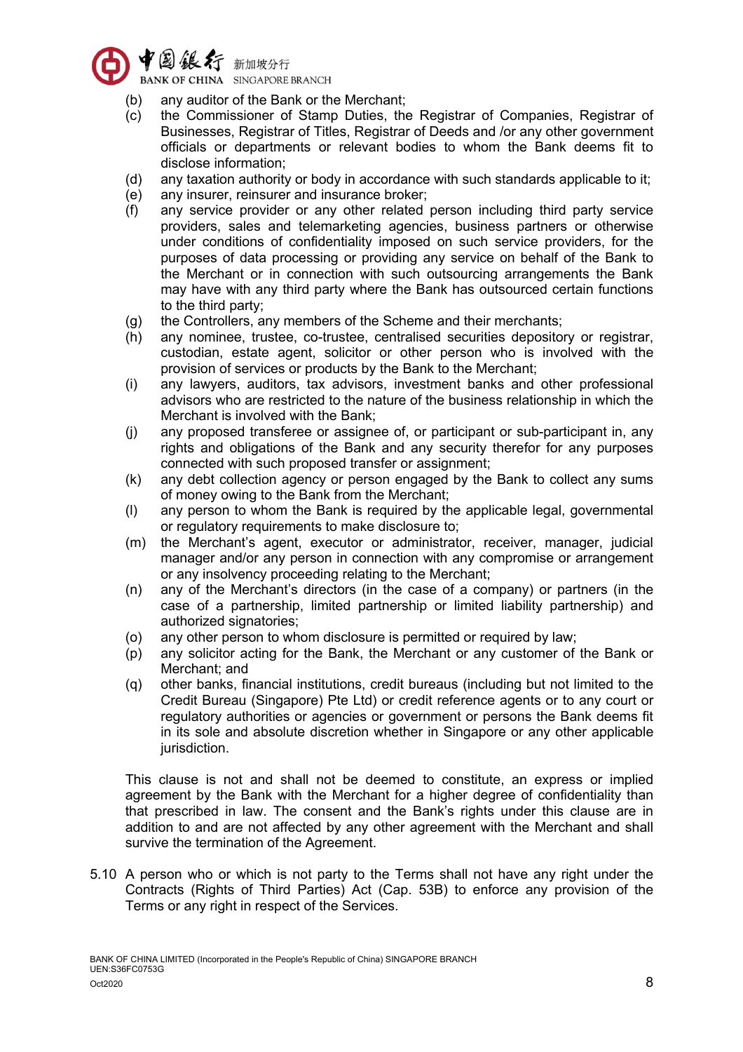(b) any auditor of the Bank or the Merchant;

(c) the Commissioner of Stamp Duties, the Registrar of Companies, Registrar of Businesses, Registrar of Titles, Registrar of Deeds and /or any other government officials or departments or relevant bodies to whom the Bank deems fit to disclose information;

(d) any taxation authority or body in accordance with such standards applicable to it;

(e) any insurer, reinsurer and insurance broker;

(f) any service provider or any other related person including third party service providers, sales and telemarketing agencies, business partners or otherwise under conditions of confidentiality imposed on such service providers, for the purposes of data processing or providing any service on behalf of the Bank to the Merchant or in connection with such outsourcing arrangements the Bank may have with any third party where the Bank has outsourced certain functions to the third party;

(g) the Controllers, any members of the Scheme and their merchants;

(h) any nominee, trustee, co-trustee, centralised securities depository or registrar, custodian, estate agent, solicitor or other person who is involved with the provision of services or products by the Bank to the Merchant;

(i) any lawyers, auditors, tax advisors, investment banks and other professional advisors who are restricted to the nature of the business relationship in which the Merchant is involved with the Bank;

(j) any proposed transferee or assignee of, or participant or sub-participant in, any rights and obligations of the Bank and any security therefor for any purposes connected with such proposed transfer or assignment;

(k) any debt collection agency or person engaged by the Bank to collect any sums of money owing to the Bank from the Merchant;

(l) any person to whom the Bank is required by the applicable legal, governmental or regulatory requirements to make disclosure to;

(m) the Merchant's agent, executor or administrator, receiver, manager, judicial manager and/or any person in connection with any compromise or arrangement or any insolvency proceeding relating to the Merchant;

(n) any of the Merchant's directors (in the case of a company) or partners (in the case of a partnership, limited partnership or limited liability partnership) and authorized signatories;

(o) any other person to whom disclosure is permitted or required by law;

(p) any solicitor acting for the Bank, the Merchant or any customer of the Bank or Merchant; and

(q) other banks, financial institutions, credit bureaus (including but not limited to the Credit Bureau (Singapore) Pte Ltd) or credit reference agents or to any court or regulatory authorities or agencies or government or persons the Bank deems fit in its sole and absolute discretion whether in Singapore or any other applicable jurisdiction.

This clause is not and shall not be deemed to constitute, an express or implied agreement by the Bank with the Merchant for a higher degree of confidentiality than that prescribed in law. The consent and the Bank's rights under this clause are in addition to and are not affected by any other agreement with the Merchant and shall survive the termination of the Agreement.

5.10 A person who or which is not party to the Terms shall not have any right under the Contracts (Rights of Third Parties) Act (Cap. 53B) to enforce any provision of the Terms or any right in respect of the Services.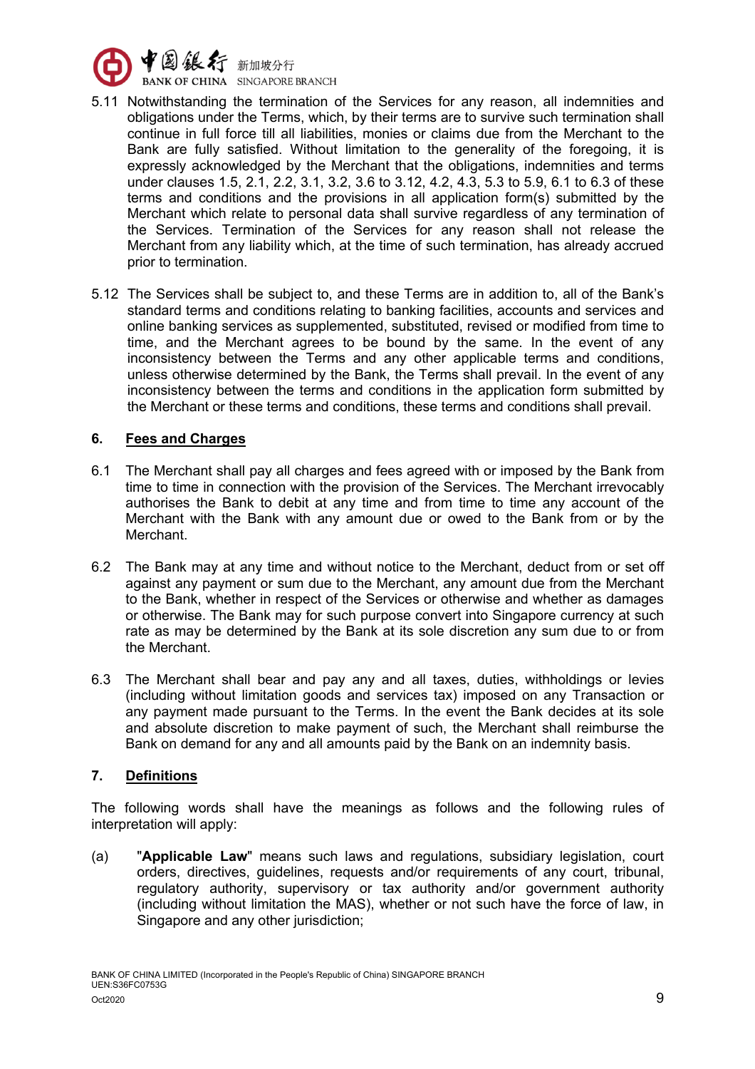5.11 Notwithstanding the termination of the Services for any reason, all indemnities and obligations under the Terms, which, by their terms are to survive such termination shall continue in full force till all liabilities, monies or claims due from the Merchant to the Bank are fully satisfied. Without limitation to the generality of the foregoing, it is expressly acknowledged by the Merchant that the obligations, indemnities and terms under clauses 1.5, 2.1, 2.2, 3.1, 3.2, 3.6 to 3.12, 4.2, 4.3, 5.3 to 5.9, 6.1 to 6.3 of these terms and conditions and the provisions in all application form(s) submitted by the Merchant which relate to personal data shall survive regardless of any termination of the Services. Termination of the Services for any reason shall not release the Merchant from any liability which, at the time of such termination, has already accrued prior to termination.

5.12 The Services shall be subject to, and these Terms are in addition to, all of the Bank's standard terms and conditions relating to banking facilities, accounts and services and online banking services as supplemented, substituted, revised or modified from time to time, and the Merchant agrees to be bound by the same. In the event of any inconsistency between the Terms and any other applicable terms and conditions, unless otherwise determined by the Bank, the Terms shall prevail. In the event of any inconsistency between the terms and conditions in the application form submitted by the Merchant or these terms and conditions, these terms and conditions shall prevail.

## 6. Fees and Charges

6.1 The Merchant shall pay all charges and fees agreed with or imposed by the Bank from time to time in connection with the provision of the Services. The Merchant irrevocably authorises the Bank to debit at any time and from time to time any account of the Merchant with the Bank with any amount due or owed to the Bank from or by the Merchant.

6.2 The Bank may at any time and without notice to the Merchant, deduct from or set off against any payment or sum due to the Merchant, any amount due from the Merchant to the Bank, whether in respect of the Services or otherwise and whether as damages or otherwise. The Bank may for such purpose convert into Singapore currency at such rate as may be determined by the Bank at its sole discretion any sum due to or from the Merchant.

6.3 The Merchant shall bear and pay any and all taxes, duties, withholdings or levies (including without limitation goods and services tax) imposed on any Transaction or any payment made pursuant to the Terms. In the event the Bank decides at its sole and absolute discretion to make payment of such, the Merchant shall reimburse the Bank on demand for any and all amounts paid by the Bank on an indemnity basis.

## 7. Definitions

The following words shall have the meanings as follows and the following rules of interpretation will apply:

(a) "**Applicable Law**" means such laws and regulations, subsidiary legislation, court orders, directives, guidelines, requests and/or requirements of any court, tribunal, regulatory authority, supervisory or tax authority and/or government authority (including without limitation the MAS), whether or not such have the force of law, in Singapore and any other jurisdiction;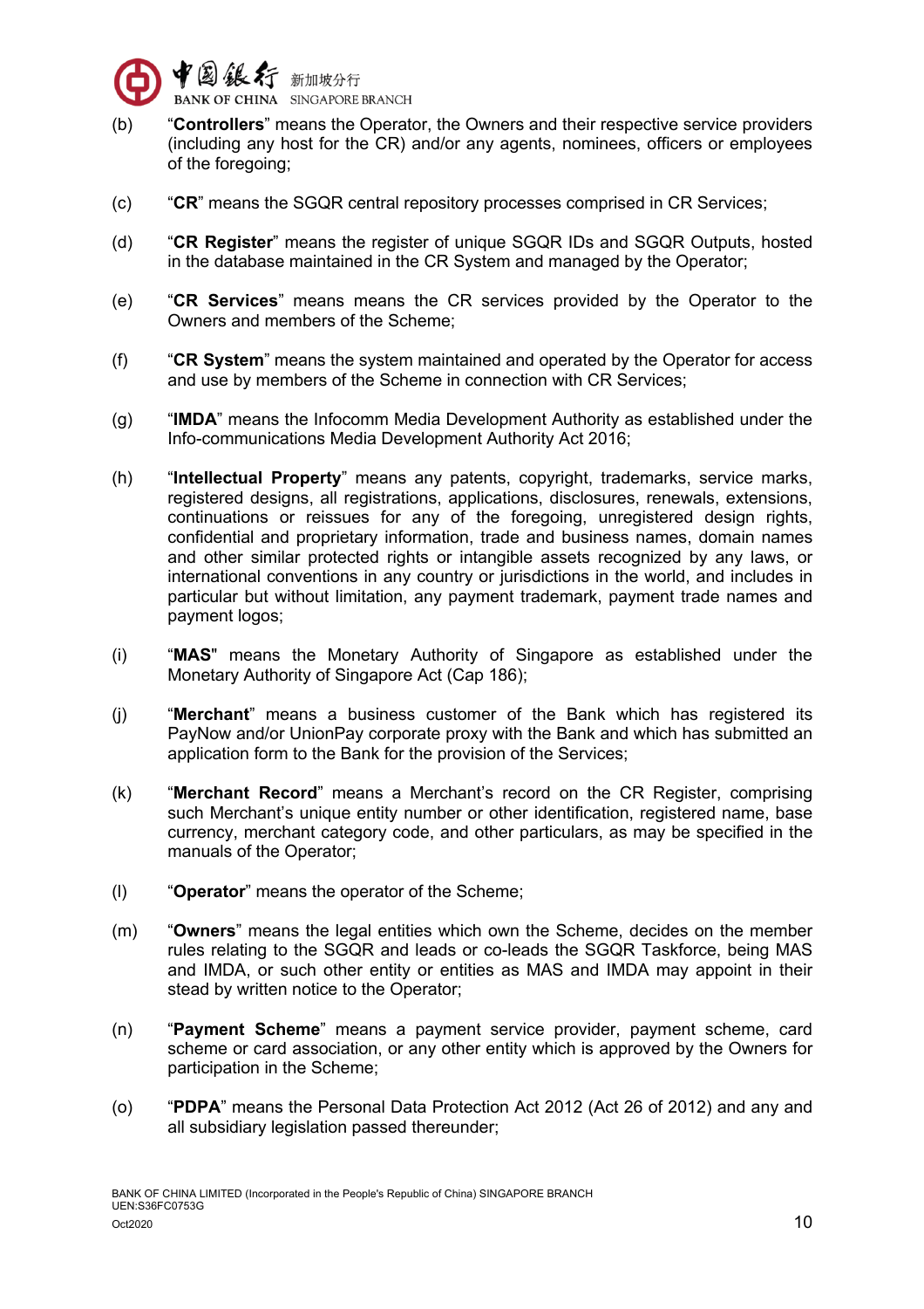(b) "**Controllers**" means the Operator, the Owners and their respective service providers (including any host for the CR) and/or any agents, nominees, officers or employees of the foregoing;

(c) "**CR**" means the SGQR central repository processes comprised in CR Services;

(d) "**CR Register**" means the register of unique SGQR IDs and SGQR Outputs, hosted in the database maintained in the CR System and managed by the Operator;

(e) "**CR Services**" means means the CR services provided by the Operator to the Owners and members of the Scheme;

(f) "**CR System**" means the system maintained and operated by the Operator for access and use by members of the Scheme in connection with CR Services;

(g) "**IMDA**" means the Infocomm Media Development Authority as established under the Info-communications Media Development Authority Act 2016;

(h) "**Intellectual Property**" means any patents, copyright, trademarks, service marks, registered designs, all registrations, applications, disclosures, renewals, extensions, continuations or reissues for any of the foregoing, unregistered design rights, confidential and proprietary information, trade and business names, domain names and other similar protected rights or intangible assets recognized by any laws, or international conventions in any country or jurisdictions in the world, and includes in particular but without limitation, any payment trademark, payment trade names and payment logos;

(i) "**MAS**" means the Monetary Authority of Singapore as established under the Monetary Authority of Singapore Act (Cap 186);

(j) "**Merchant**" means a business customer of the Bank which has registered its PayNow and/or UnionPay corporate proxy with the Bank and which has submitted an application form to the Bank for the provision of the Services;

(k) "**Merchant Record**" means a Merchant's record on the CR Register, comprising such Merchant's unique entity number or other identification, registered name, base currency, merchant category code, and other particulars, as may be specified in the manuals of the Operator;

(l) "**Operator**" means the operator of the Scheme;

(m) "**Owners**" means the legal entities which own the Scheme, decides on the member rules relating to the SGQR and leads or co-leads the SGQR Taskforce, being MAS and IMDA, or such other entity or entities as MAS and IMDA may appoint in their stead by written notice to the Operator;

(n) "**Payment Scheme**" means a payment service provider, payment scheme, card scheme or card association, or any other entity which is approved by the Owners for participation in the Scheme;

(o) "**PDPA**" means the Personal Data Protection Act 2012 (Act 26 of 2012) and any and all subsidiary legislation passed thereunder;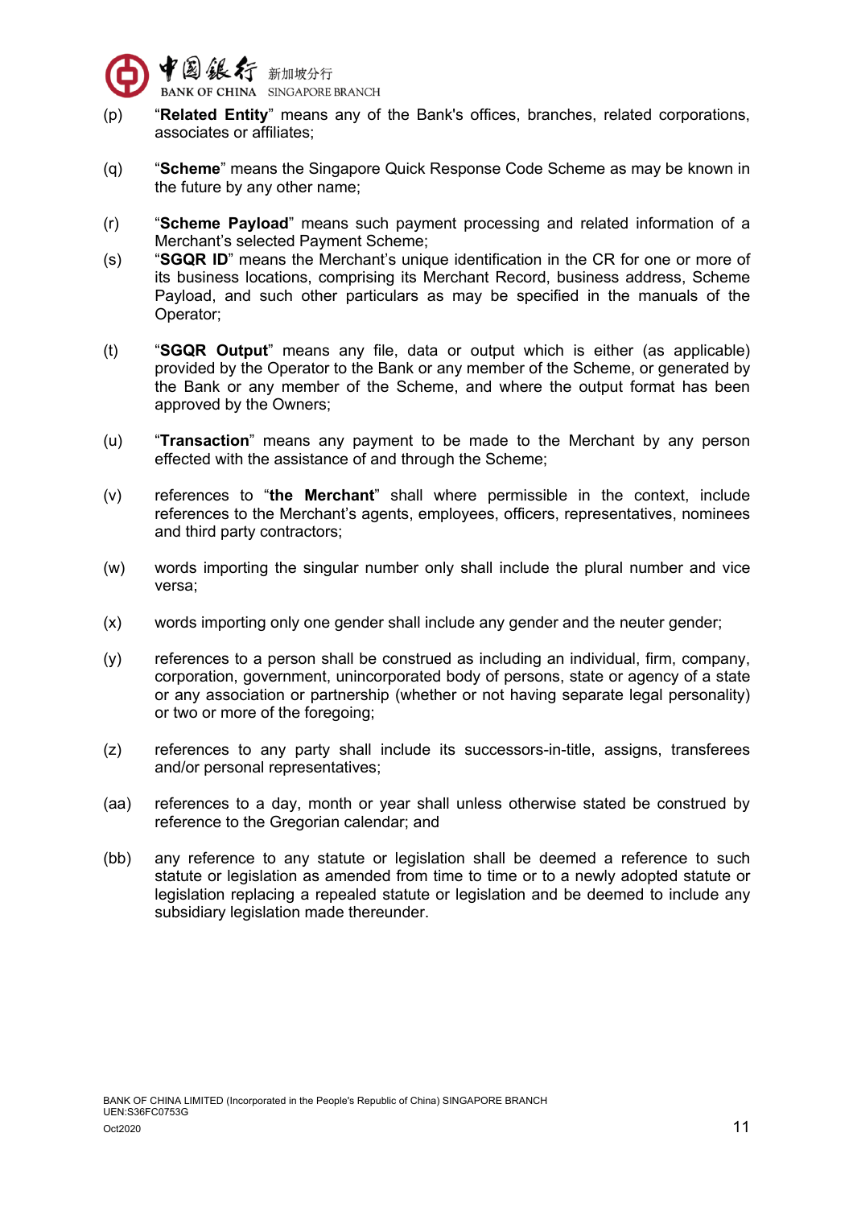(p) "**Related Entity**" means any of the Bank's offices, branches, related corporations, associates or affiliates;

(q) "**Scheme**" means the Singapore Quick Response Code Scheme as may be known in the future by any other name;

(r) "**Scheme Payload**" means such payment processing and related information of a Merchant's selected Payment Scheme;

(s) "**SGQR ID**" means the Merchant's unique identification in the CR for one or more of its business locations, comprising its Merchant Record, business address, Scheme Payload, and such other particulars as may be specified in the manuals of the Operator;

(t) "**SGQR Output**" means any file, data or output which is either (as applicable) provided by the Operator to the Bank or any member of the Scheme, or generated by the Bank or any member of the Scheme, and where the output format has been approved by the Owners;

(u) "**Transaction**" means any payment to be made to the Merchant by any person effected with the assistance of and through the Scheme;

(v) references to "**the Merchant**" shall where permissible in the context, include references to the Merchant's agents, employees, officers, representatives, nominees and third party contractors;

(w) words importing the singular number only shall include the plural number and vice versa;

(x) words importing only one gender shall include any gender and the neuter gender;

(y) references to a person shall be construed as including an individual, firm, company, corporation, government, unincorporated body of persons, state or agency of a state or any association or partnership (whether or not having separate legal personality) or two or more of the foregoing;

(z) references to any party shall include its successors-in-title, assigns, transferees and/or personal representatives;

(aa) references to a day, month or year shall unless otherwise stated be construed by reference to the Gregorian calendar; and

(bb) any reference to any statute or legislation shall be deemed a reference to such statute or legislation as amended from time to time or to a newly adopted statute or legislation replacing a repealed statute or legislation and be deemed to include any subsidiary legislation made thereunder.